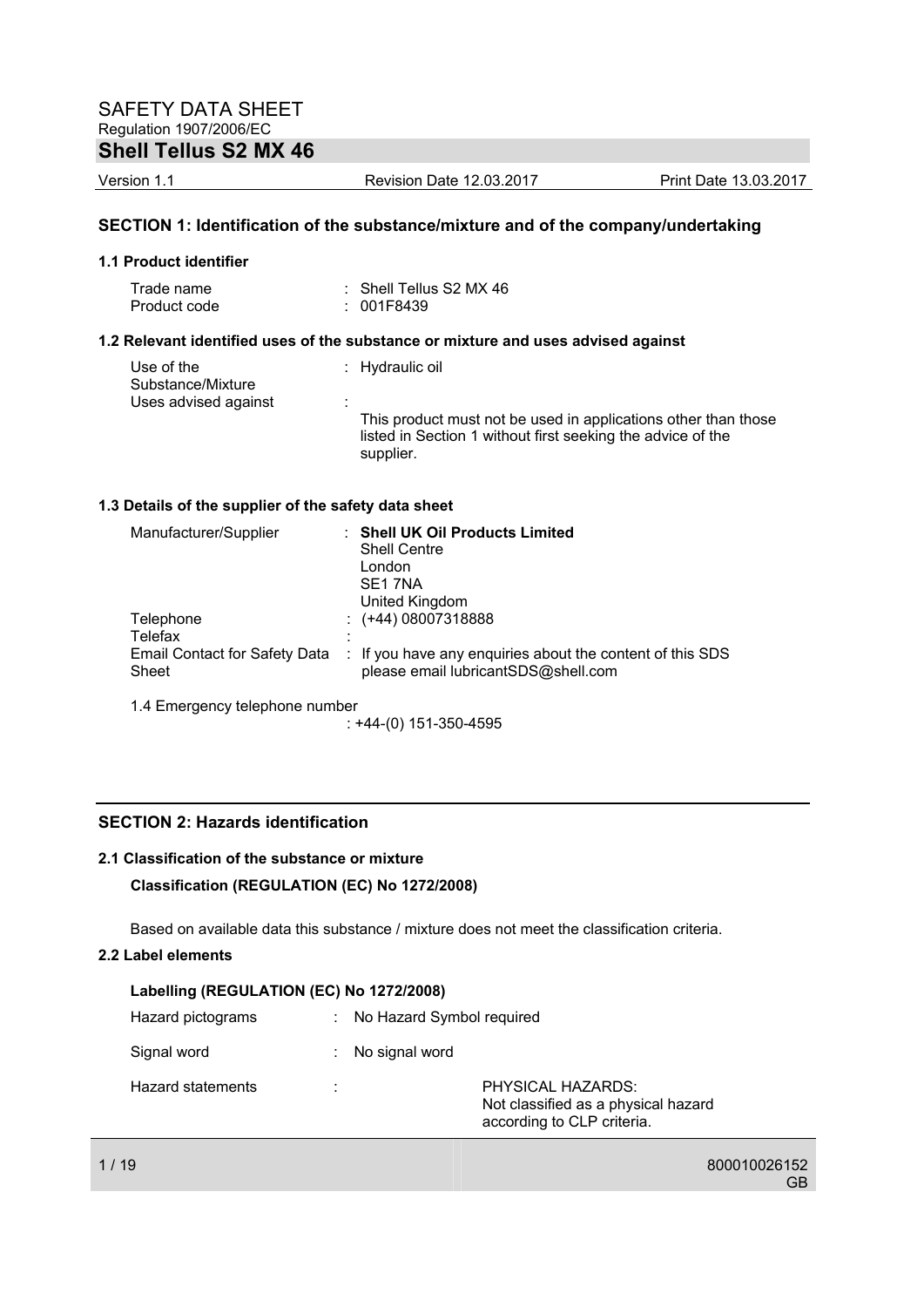# SAFETY DATA SHEET

Regulation 1907/2006/EC

## Shell Tellus S2 MX 46

Version 1.1 | Revision Date 12.03.2017 | Print Date 13.03.2017

### SECTION 1: Identification of the substance/mixture and of the company/undertaking

#### 1.1 Product identifier

| | |
|---|---|
| Trade name | : Shell Tellus S2 MX 46 |
| Product code | : 001F8439 |

#### 1.2 Relevant identified uses of the substance or mixture and uses advised against

| | |
|---|---|
| Use of the Substance/Mixture | : Hydraulic oil |
| Uses advised against | : This product must not be used in applications other than those listed in Section 1 without first seeking the advice of the supplier. |

#### 1.3 Details of the supplier of the safety data sheet

| | |
|---|---|
| Manufacturer/Supplier | : **Shell UK Oil Products Limited**<br>Shell Centre<br>London<br>SE1 7NA<br>United Kingdom |
| Telephone | : (+44) 08007318888 |
| Telefax | : |
| Email Contact for Safety Data Sheet | : If you have any enquiries about the content of this SDS please email lubricantSDS@shell.com |

1.4 Emergency telephone number

: +44-(0) 151-350-4595

### SECTION 2: Hazards identification

#### 2.1 Classification of the substance or mixture

**Classification (REGULATION (EC) No 1272/2008)**

Based on available data this substance / mixture does not meet the classification criteria.

#### 2.2 Label elements

**Labelling (REGULATION (EC) No 1272/2008)**

| | |
|---|---|
| Hazard pictograms | : No Hazard Symbol required |
| Signal word | : No signal word |
| Hazard statements | : PHYSICAL HAZARDS:<br>Not classified as a physical hazard according to CLP criteria. |

800010026152
GB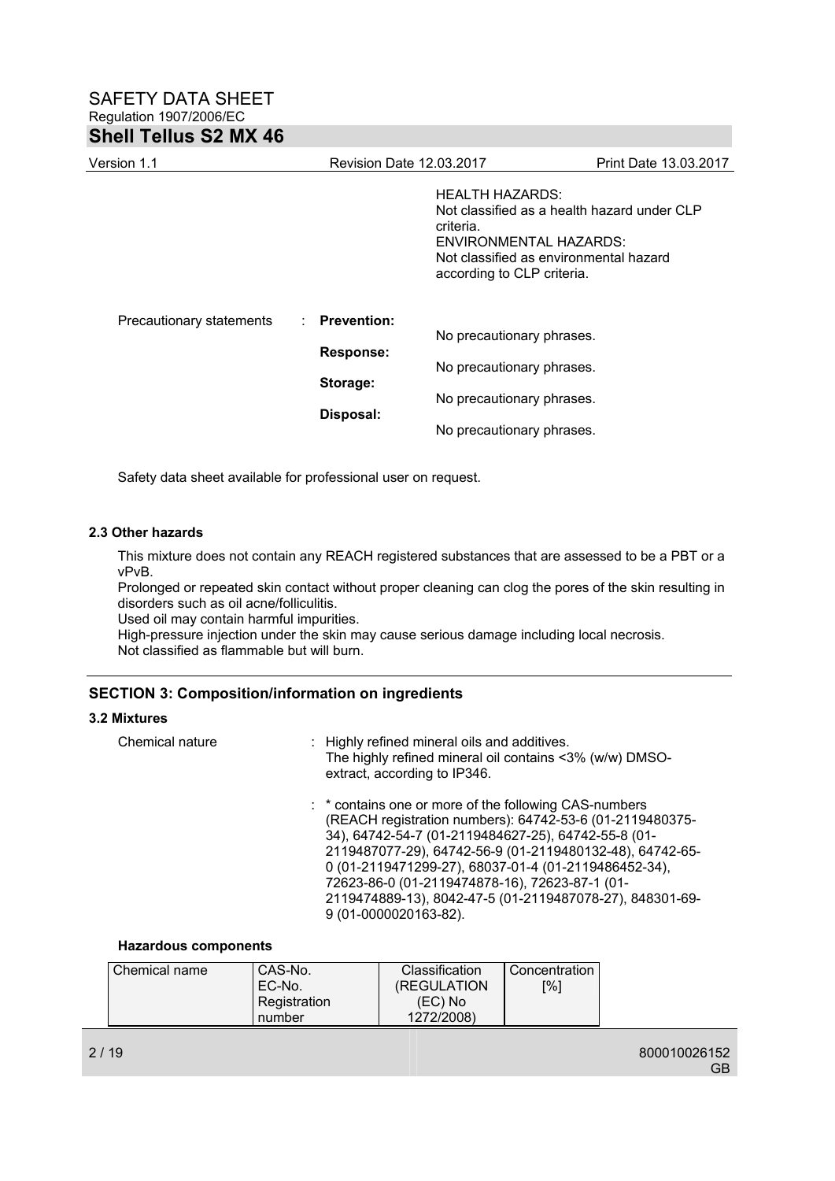HEALTH HAZARDS:
Not classified as a health hazard under CLP criteria.
ENVIRONMENTAL HAZARDS:
Not classified as environmental hazard according to CLP criteria.

Precautionary statements : **Prevention:**
No precautionary phrases.
**Response:**
No precautionary phrases.
**Storage:**
No precautionary phrases.
**Disposal:**
No precautionary phrases.

Safety data sheet available for professional user on request.

### 2.3 Other hazards

This mixture does not contain any REACH registered substances that are assessed to be a PBT or a vPvB.
Prolonged or repeated skin contact without proper cleaning can clog the pores of the skin resulting in disorders such as oil acne/folliculitis.
Used oil may contain harmful impurities.
High-pressure injection under the skin may cause serious damage including local necrosis.
Not classified as flammable but will burn.

## SECTION 3: Composition/information on ingredients

### 3.2 Mixtures

Chemical nature : Highly refined mineral oils and additives.
The highly refined mineral oil contains <3% (w/w) DMSO-extract, according to IP346.

: * contains one or more of the following CAS-numbers (REACH registration numbers): 64742-53-6 (01-2119480375-34), 64742-54-7 (01-2119484627-25), 64742-55-8 (01-2119487077-29), 64742-56-9 (01-2119480132-48), 64742-65-0 (01-2119471299-27), 68037-01-4 (01-2119486452-34), 72623-86-0 (01-2119474878-16), 72623-87-1 (01-2119474889-13), 8042-47-5 (01-2119487078-27), 848301-69-9 (01-0000020163-82).

**Hazardous components**

| Chemical name | CAS-No.<br>EC-No.<br>Registration number | Classification (REGULATION (EC) No 1272/2008) | Concentration [%] |
|---|---|---|---|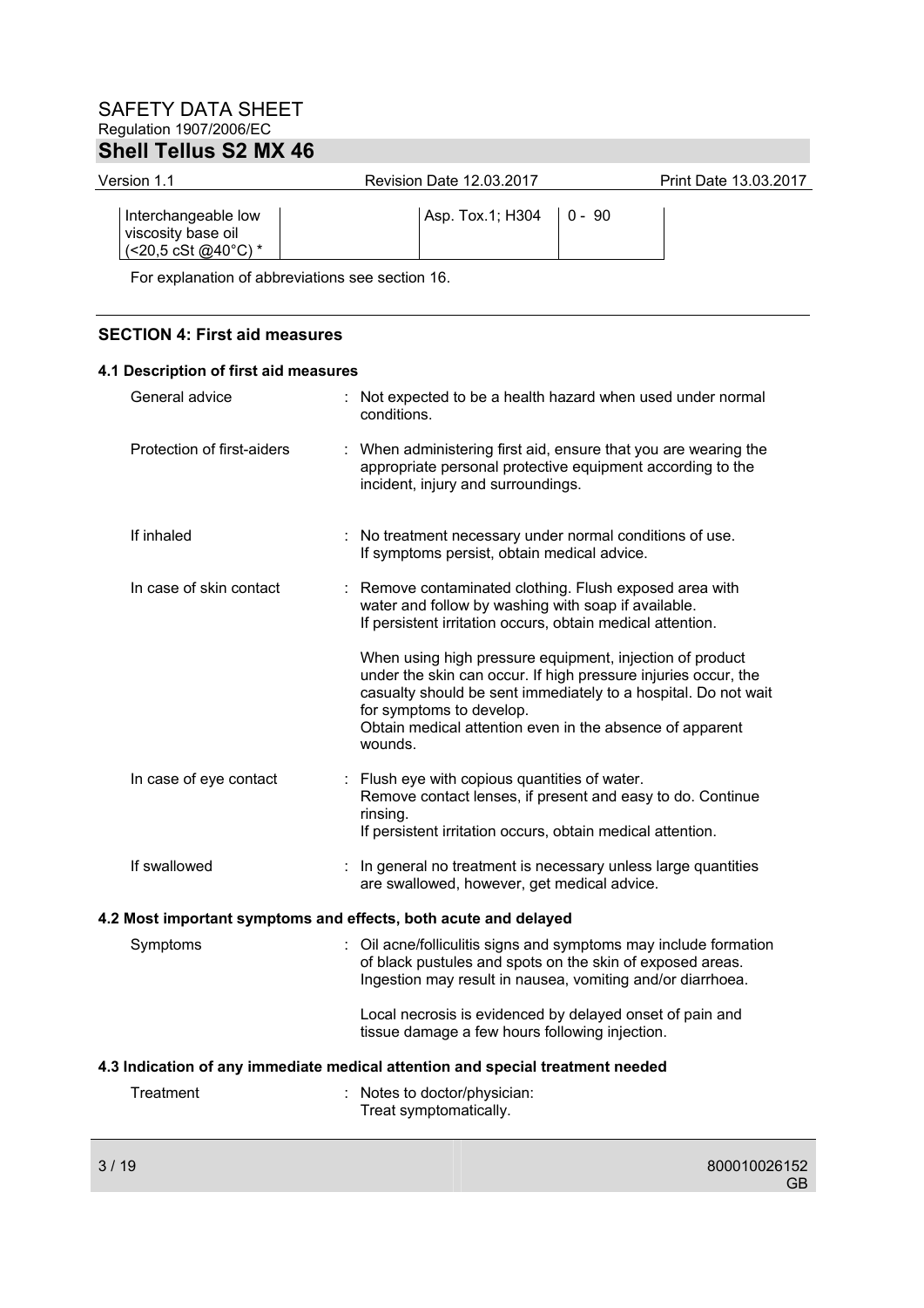| Interchangeable low viscosity base oil (<20,5 cSt @40°C) * | | Asp. Tox.1; H304 | 0 - 90 |
|---|---|---|---|

For explanation of abbreviations see section 16.

## SECTION 4: First aid measures

### 4.1 Description of first aid measures

General advice : Not expected to be a health hazard when used under normal conditions.

Protection of first-aiders : When administering first aid, ensure that you are wearing the appropriate personal protective equipment according to the incident, injury and surroundings.

If inhaled : No treatment necessary under normal conditions of use. If symptoms persist, obtain medical advice.

In case of skin contact : Remove contaminated clothing. Flush exposed area with water and follow by washing with soap if available. If persistent irritation occurs, obtain medical attention.

When using high pressure equipment, injection of product under the skin can occur. If high pressure injuries occur, the casualty should be sent immediately to a hospital. Do not wait for symptoms to develop.
Obtain medical attention even in the absence of apparent wounds.

In case of eye contact : Flush eye with copious quantities of water.
Remove contact lenses, if present and easy to do. Continue rinsing.
If persistent irritation occurs, obtain medical attention.

If swallowed : In general no treatment is necessary unless large quantities are swallowed, however, get medical advice.

### 4.2 Most important symptoms and effects, both acute and delayed

Symptoms : Oil acne/folliculitis signs and symptoms may include formation of black pustules and spots on the skin of exposed areas.
Ingestion may result in nausea, vomiting and/or diarrhoea.

Local necrosis is evidenced by delayed onset of pain and tissue damage a few hours following injection.

### 4.3 Indication of any immediate medical attention and special treatment needed

Treatment : Notes to doctor/physician:
Treat symptomatically.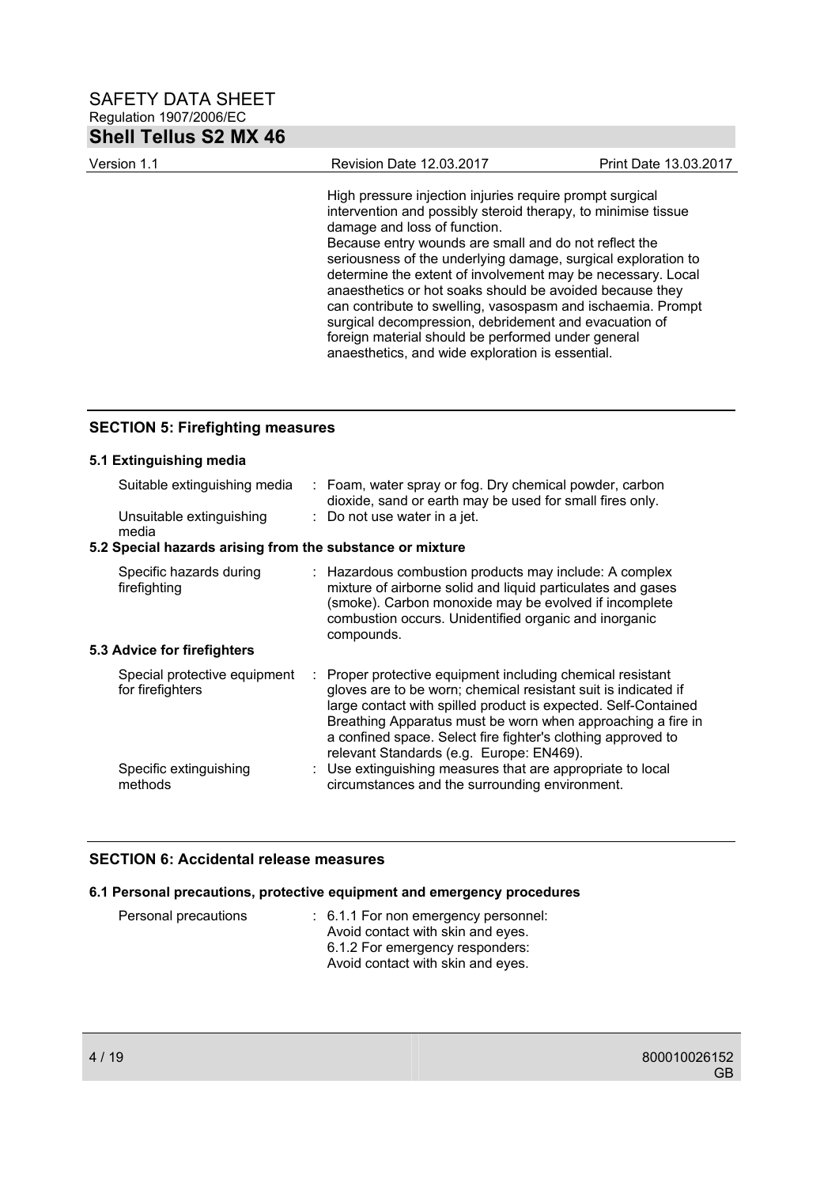High pressure injection injuries require prompt surgical intervention and possibly steroid therapy, to minimise tissue damage and loss of function.
Because entry wounds are small and do not reflect the seriousness of the underlying damage, surgical exploration to determine the extent of involvement may be necessary. Local anaesthetics or hot soaks should be avoided because they can contribute to swelling, vasospasm and ischaemia. Prompt surgical decompression, debridement and evacuation of foreign material should be performed under general anaesthetics, and wide exploration is essential.

## SECTION 5: Firefighting measures

### 5.1 Extinguishing media

Suitable extinguishing media : Foam, water spray or fog. Dry chemical powder, carbon dioxide, sand or earth may be used for small fires only.

Unsuitable extinguishing media : Do not use water in a jet.

### 5.2 Special hazards arising from the substance or mixture

Specific hazards during firefighting : Hazardous combustion products may include: A complex mixture of airborne solid and liquid particulates and gases (smoke). Carbon monoxide may be evolved if incomplete combustion occurs. Unidentified organic and inorganic compounds.

### 5.3 Advice for firefighters

Special protective equipment for firefighters : Proper protective equipment including chemical resistant gloves are to be worn; chemical resistant suit is indicated if large contact with spilled product is expected. Self-Contained Breathing Apparatus must be worn when approaching a fire in a confined space. Select fire fighter's clothing approved to relevant Standards (e.g. Europe: EN469).

Specific extinguishing methods : Use extinguishing measures that are appropriate to local circumstances and the surrounding environment.

## SECTION 6: Accidental release measures

### 6.1 Personal precautions, protective equipment and emergency procedures

Personal precautions : 6.1.1 For non emergency personnel:
Avoid contact with skin and eyes.
6.1.2 For emergency responders:
Avoid contact with skin and eyes.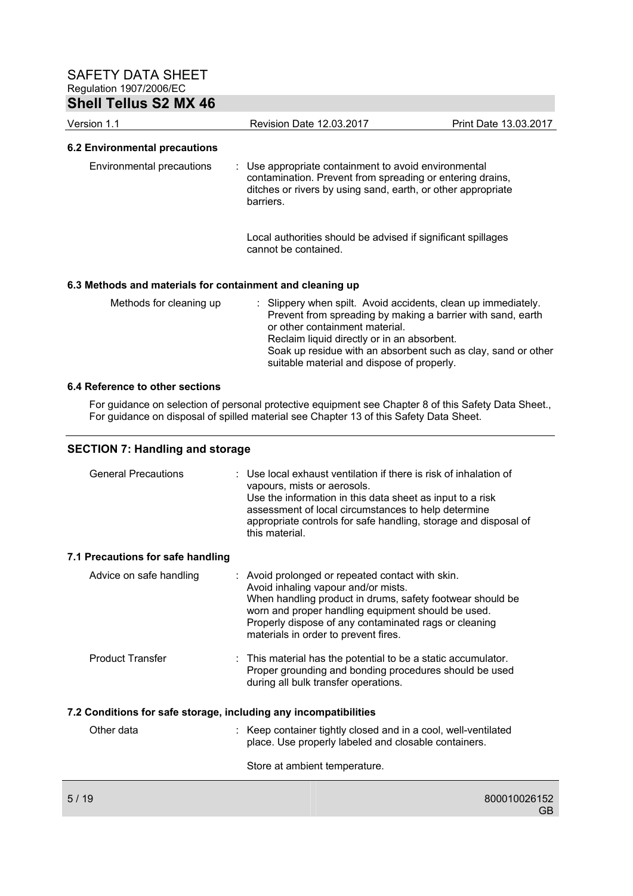### 6.2 Environmental precautions

Environmental precautions : Use appropriate containment to avoid environmental contamination. Prevent from spreading or entering drains, ditches or rivers by using sand, earth, or other appropriate barriers.

Local authorities should be advised if significant spillages cannot be contained.

### 6.3 Methods and materials for containment and cleaning up

Methods for cleaning up : Slippery when spilt. Avoid accidents, clean up immediately. Prevent from spreading by making a barrier with sand, earth or other containment material.
Reclaim liquid directly or in an absorbent.
Soak up residue with an absorbent such as clay, sand or other suitable material and dispose of properly.

### 6.4 Reference to other sections

For guidance on selection of personal protective equipment see Chapter 8 of this Safety Data Sheet., For guidance on disposal of spilled material see Chapter 13 of this Safety Data Sheet.

## SECTION 7: Handling and storage

General Precautions : Use local exhaust ventilation if there is risk of inhalation of vapours, mists or aerosols.
Use the information in this data sheet as input to a risk assessment of local circumstances to help determine appropriate controls for safe handling, storage and disposal of this material.

### 7.1 Precautions for safe handling

Advice on safe handling : Avoid prolonged or repeated contact with skin.
Avoid inhaling vapour and/or mists.
When handling product in drums, safety footwear should be worn and proper handling equipment should be used.
Properly dispose of any contaminated rags or cleaning materials in order to prevent fires.

Product Transfer : This material has the potential to be a static accumulator. Proper grounding and bonding procedures should be used during all bulk transfer operations.

### 7.2 Conditions for safe storage, including any incompatibilities

Other data : Keep container tightly closed and in a cool, well-ventilated place. Use properly labeled and closable containers.

Store at ambient temperature.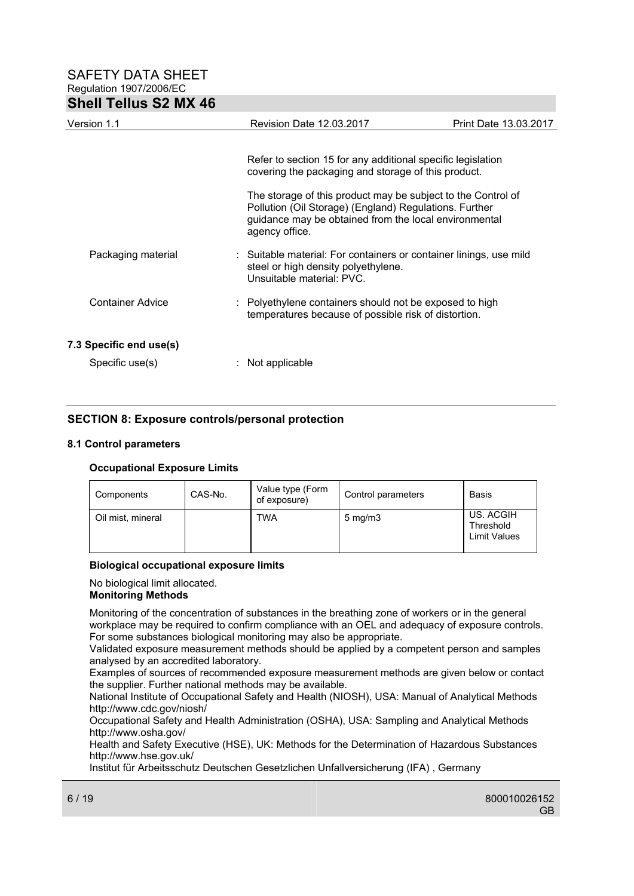Refer to section 15 for any additional specific legislation covering the packaging and storage of this product.

The storage of this product may be subject to the Control of Pollution (Oil Storage) (England) Regulations. Further guidance may be obtained from the local environmental agency office.

Packaging material : Suitable material: For containers or container linings, use mild steel or high density polyethylene.
Unsuitable material: PVC.

Container Advice : Polyethylene containers should not be exposed to high temperatures because of possible risk of distortion.

**7.3 Specific end use(s)**

Specific use(s) : Not applicable

## SECTION 8: Exposure controls/personal protection

### 8.1 Control parameters

**Occupational Exposure Limits**

| Components | CAS-No. | Value type (Form of exposure) | Control parameters | Basis |
|---|---|---|---|---|
| Oil mist, mineral | | TWA | 5 mg/m3 | US. ACGIH Threshold Limit Values |

**Biological occupational exposure limits**

No biological limit allocated.

**Monitoring Methods**

Monitoring of the concentration of substances in the breathing zone of workers or in the general workplace may be required to confirm compliance with an OEL and adequacy of exposure controls. For some substances biological monitoring may also be appropriate.
Validated exposure measurement methods should be applied by a competent person and samples analysed by an accredited laboratory.
Examples of sources of recommended exposure measurement methods are given below or contact the supplier. Further national methods may be available.
National Institute of Occupational Safety and Health (NIOSH), USA: Manual of Analytical Methods http://www.cdc.gov/niosh/
Occupational Safety and Health Administration (OSHA), USA: Sampling and Analytical Methods http://www.osha.gov/
Health and Safety Executive (HSE), UK: Methods for the Determination of Hazardous Substances http://www.hse.gov.uk/
Institut für Arbeitsschutz Deutschen Gesetzlichen Unfallversicherung (IFA) , Germany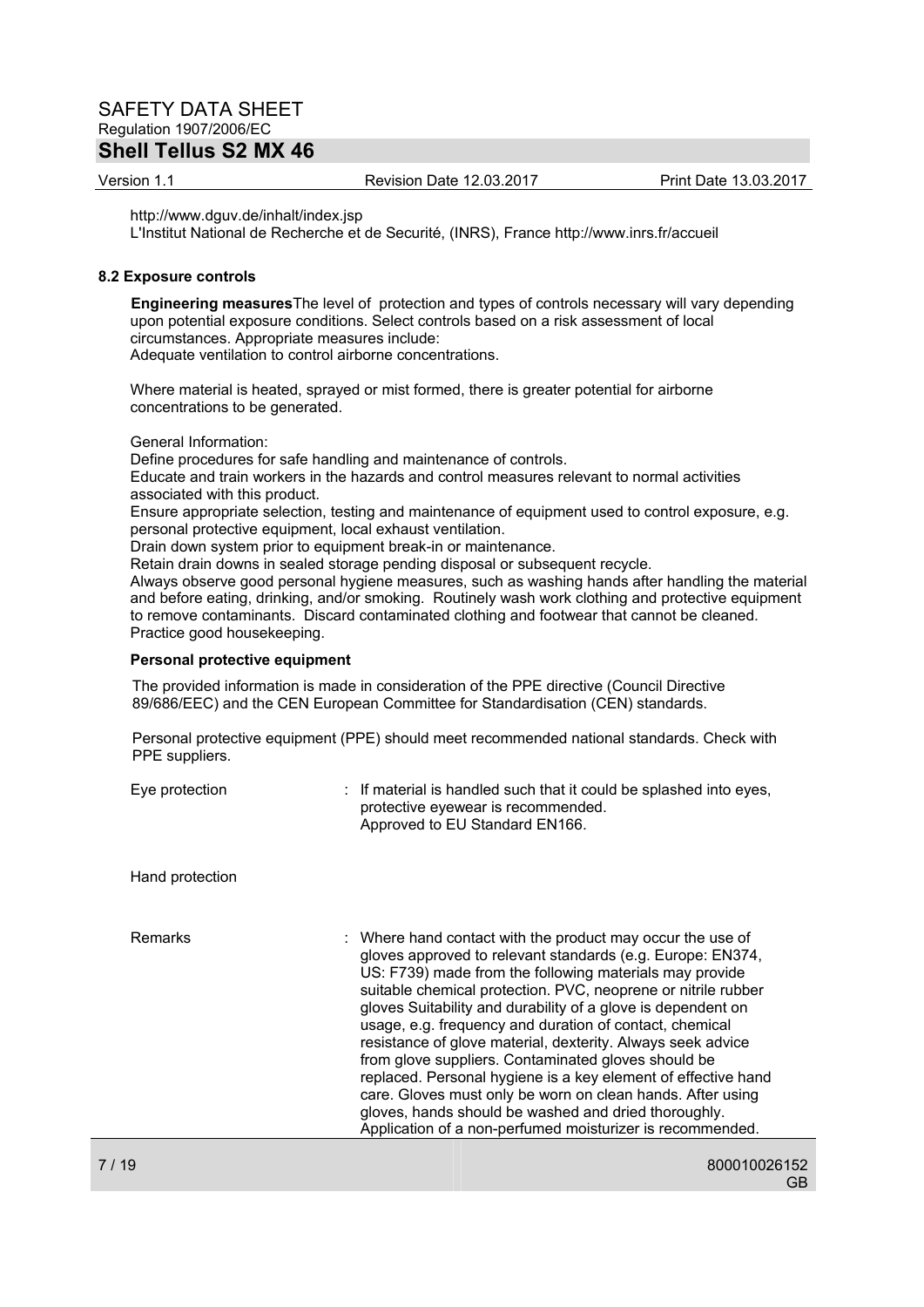http://www.dguv.de/inhalt/index.jsp
L'Institut National de Recherche et de Securité, (INRS), France http://www.inrs.fr/accueil

### 8.2 Exposure controls

**Engineering measures** The level of protection and types of controls necessary will vary depending upon potential exposure conditions. Select controls based on a risk assessment of local circumstances. Appropriate measures include:
Adequate ventilation to control airborne concentrations.

Where material is heated, sprayed or mist formed, there is greater potential for airborne concentrations to be generated.

General Information:
Define procedures for safe handling and maintenance of controls.
Educate and train workers in the hazards and control measures relevant to normal activities associated with this product.
Ensure appropriate selection, testing and maintenance of equipment used to control exposure, e.g. personal protective equipment, local exhaust ventilation.
Drain down system prior to equipment break-in or maintenance.
Retain drain downs in sealed storage pending disposal or subsequent recycle.
Always observe good personal hygiene measures, such as washing hands after handling the material and before eating, drinking, and/or smoking. Routinely wash work clothing and protective equipment to remove contaminants. Discard contaminated clothing and footwear that cannot be cleaned.
Practice good housekeeping.

**Personal protective equipment**

The provided information is made in consideration of the PPE directive (Council Directive 89/686/EEC) and the CEN European Committee for Standardisation (CEN) standards.

Personal protective equipment (PPE) should meet recommended national standards. Check with PPE suppliers.

Eye protection : If material is handled such that it could be splashed into eyes, protective eyewear is recommended.
Approved to EU Standard EN166.

Hand protection

Remarks : Where hand contact with the product may occur the use of gloves approved to relevant standards (e.g. Europe: EN374, US: F739) made from the following materials may provide suitable chemical protection. PVC, neoprene or nitrile rubber gloves Suitability and durability of a glove is dependent on usage, e.g. frequency and duration of contact, chemical resistance of glove material, dexterity. Always seek advice from glove suppliers. Contaminated gloves should be replaced. Personal hygiene is a key element of effective hand care. Gloves must only be worn on clean hands. After using gloves, hands should be washed and dried thoroughly. Application of a non-perfumed moisturizer is recommended.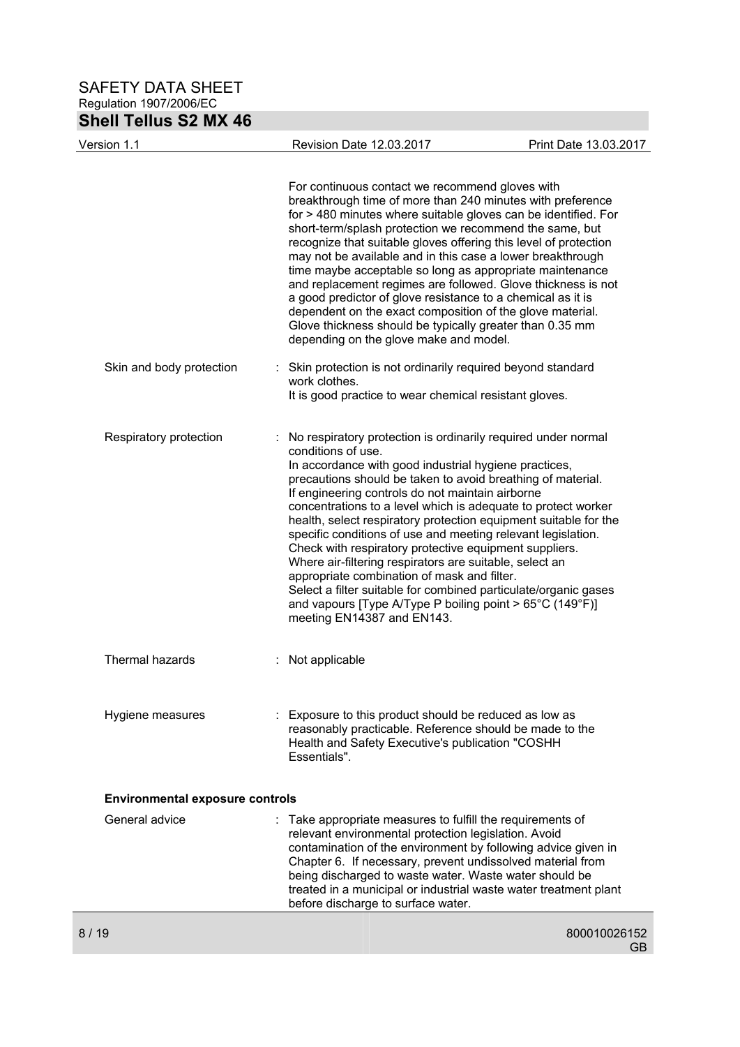For continuous contact we recommend gloves with breakthrough time of more than 240 minutes with preference for > 480 minutes where suitable gloves can be identified. For short-term/splash protection we recommend the same, but recognize that suitable gloves offering this level of protection may not be available and in this case a lower breakthrough time maybe acceptable so long as appropriate maintenance and replacement regimes are followed. Glove thickness is not a good predictor of glove resistance to a chemical as it is dependent on the exact composition of the glove material. Glove thickness should be typically greater than 0.35 mm depending on the glove make and model.

Skin and body protection : Skin protection is not ordinarily required beyond standard work clothes.
It is good practice to wear chemical resistant gloves.

Respiratory protection : No respiratory protection is ordinarily required under normal conditions of use.
In accordance with good industrial hygiene practices, precautions should be taken to avoid breathing of material.
If engineering controls do not maintain airborne concentrations to a level which is adequate to protect worker health, select respiratory protection equipment suitable for the specific conditions of use and meeting relevant legislation.
Check with respiratory protective equipment suppliers.
Where air-filtering respirators are suitable, select an appropriate combination of mask and filter.
Select a filter suitable for combined particulate/organic gases and vapours [Type A/Type P boiling point > 65°C (149°F)] meeting EN14387 and EN143.

Thermal hazards : Not applicable

Hygiene measures : Exposure to this product should be reduced as low as reasonably practicable. Reference should be made to the Health and Safety Executive's publication "COSHH Essentials".

**Environmental exposure controls**

General advice : Take appropriate measures to fulfill the requirements of relevant environmental protection legislation. Avoid contamination of the environment by following advice given in Chapter 6. If necessary, prevent undissolved material from being discharged to waste water. Waste water should be treated in a municipal or industrial waste water treatment plant before discharge to surface water.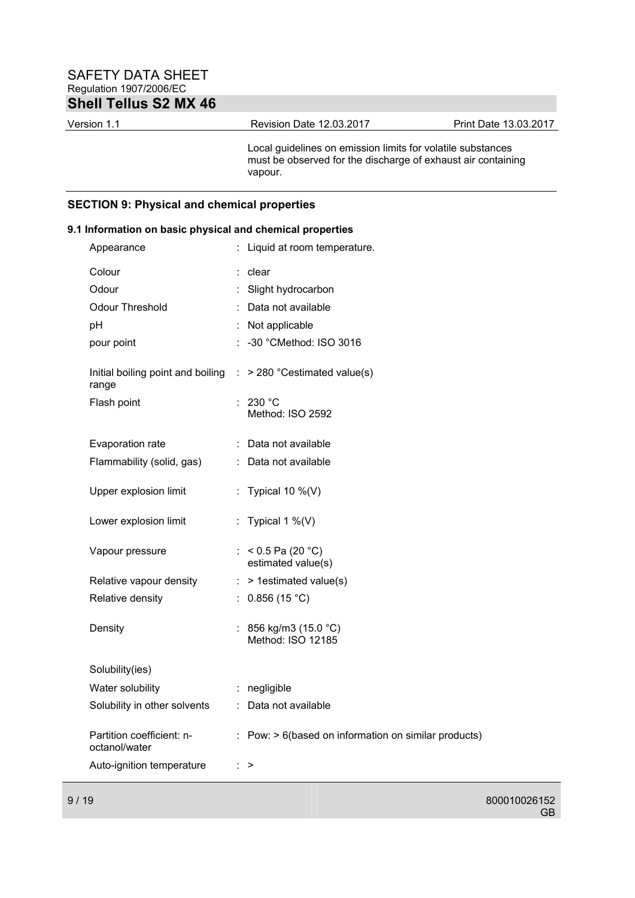Local guidelines on emission limits for volatile substances must be observed for the discharge of exhaust air containing vapour.

## SECTION 9: Physical and chemical properties

### 9.1 Information on basic physical and chemical properties

| Property | | Value |
|---|---|---|
| Appearance | : | Liquid at room temperature. |
| Colour | : | clear |
| Odour | : | Slight hydrocarbon |
| Odour Threshold | : | Data not available |
| pH | : | Not applicable |
| pour point | : | -30 °CMethod: ISO 3016 |
| Initial boiling point and boiling range | : | > 280 °Cestimated value(s) |
| Flash point | : | 230 °C<br>Method: ISO 2592 |
| Evaporation rate | : | Data not available |
| Flammability (solid, gas) | : | Data not available |
| Upper explosion limit | : | Typical 10 %(V) |
| Lower explosion limit | : | Typical 1 %(V) |
| Vapour pressure | : | < 0.5 Pa (20 °C)<br>estimated value(s) |
| Relative vapour density | : | > 1estimated value(s) |
| Relative density | : | 0.856 (15 °C) |
| Density | : | 856 kg/m3 (15.0 °C)<br>Method: ISO 12185 |
| Solubility(ies) | | |
| Water solubility | : | negligible |
| Solubility in other solvents | : | Data not available |
| Partition coefficient: n-octanol/water | : | Pow: > 6(based on information on similar products) |
| Auto-ignition temperature | : | > |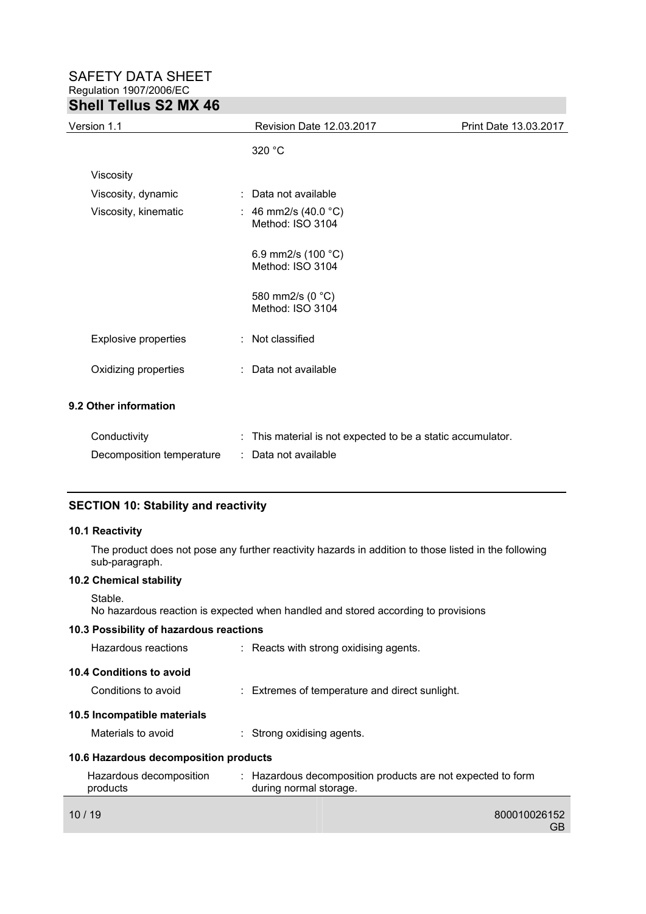320 °C

| | | |
|---|---|---|
| Viscosity | | |
| Viscosity, dynamic | : | Data not available |
| Viscosity, kinematic | : | 46 mm2/s (40.0 °C)<br>Method: ISO 3104<br><br>6.9 mm2/s (100 °C)<br>Method: ISO 3104<br><br>580 mm2/s (0 °C)<br>Method: ISO 3104 |
| Explosive properties | : | Not classified |
| Oxidizing properties | : | Data not available |

**9.2 Other information**

| | | |
|---|---|---|
| Conductivity | : | This material is not expected to be a static accumulator. |
| Decomposition temperature | : | Data not available |

## SECTION 10: Stability and reactivity

**10.1 Reactivity**

The product does not pose any further reactivity hazards in addition to those listed in the following sub-paragraph.

**10.2 Chemical stability**

Stable.
No hazardous reaction is expected when handled and stored according to provisions

**10.3 Possibility of hazardous reactions**

Hazardous reactions : Reacts with strong oxidising agents.

**10.4 Conditions to avoid**

Conditions to avoid : Extremes of temperature and direct sunlight.

**10.5 Incompatible materials**

Materials to avoid : Strong oxidising agents.

**10.6 Hazardous decomposition products**

Hazardous decomposition products : Hazardous decomposition products are not expected to form during normal storage.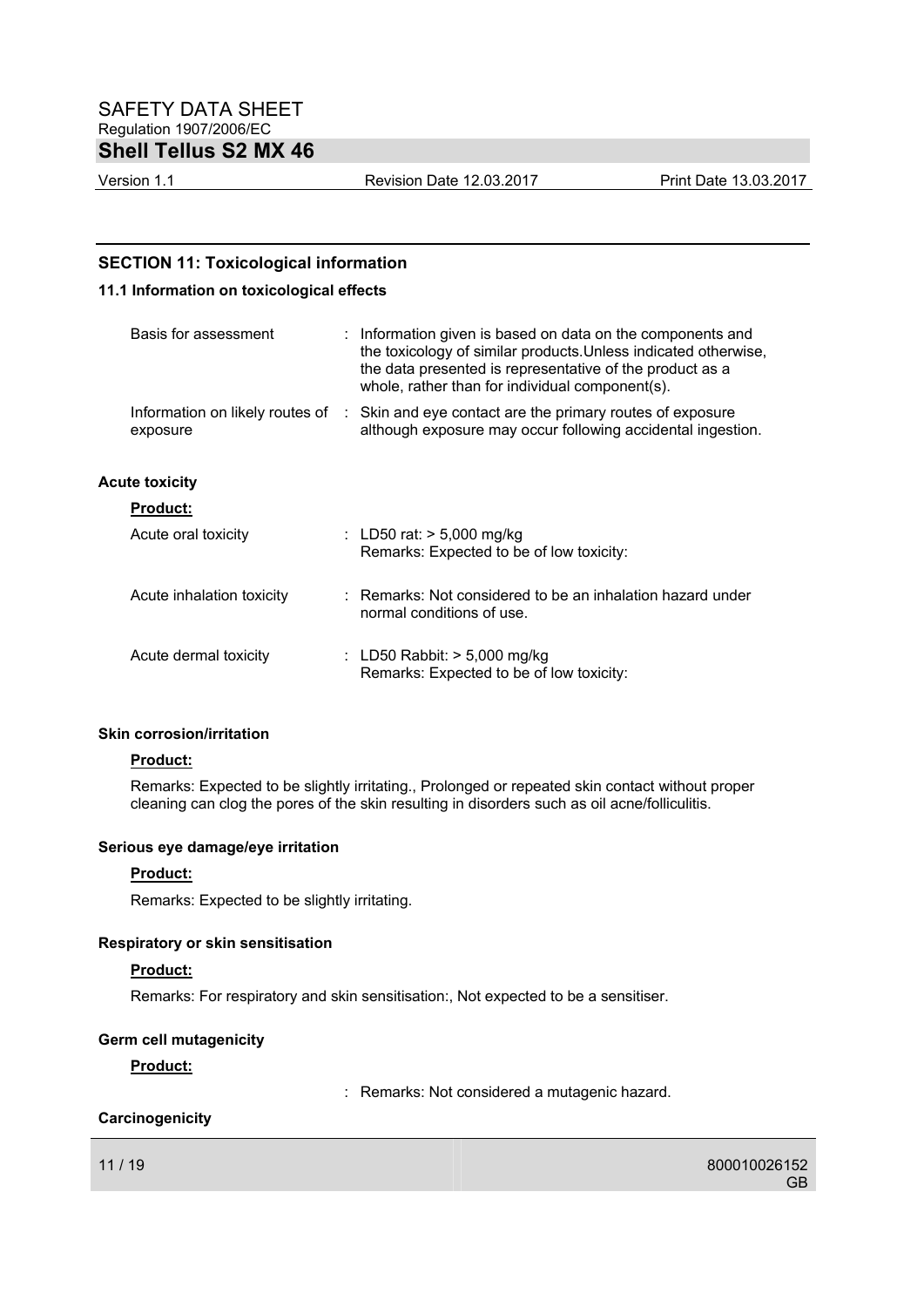## SECTION 11: Toxicological information

### 11.1 Information on toxicological effects

| | |
|---|---|
| Basis for assessment | : Information given is based on data on the components and the toxicology of similar products.Unless indicated otherwise, the data presented is representative of the product as a whole, rather than for individual component(s). |
| Information on likely routes of exposure | : Skin and eye contact are the primary routes of exposure although exposure may occur following accidental ingestion. |

**Acute toxicity**

**Product:**

| | |
|---|---|
| Acute oral toxicity | : LD50 rat: > 5,000 mg/kg<br>Remarks: Expected to be of low toxicity: |
| Acute inhalation toxicity | : Remarks: Not considered to be an inhalation hazard under normal conditions of use. |
| Acute dermal toxicity | : LD50 Rabbit: > 5,000 mg/kg<br>Remarks: Expected to be of low toxicity: |

**Skin corrosion/irritation**

**Product:**

Remarks: Expected to be slightly irritating., Prolonged or repeated skin contact without proper cleaning can clog the pores of the skin resulting in disorders such as oil acne/folliculitis.

**Serious eye damage/eye irritation**

**Product:**

Remarks: Expected to be slightly irritating.

**Respiratory or skin sensitisation**

**Product:**

Remarks: For respiratory and skin sensitisation:, Not expected to be a sensitiser.

**Germ cell mutagenicity**

**Product:**

: Remarks: Not considered a mutagenic hazard.

**Carcinogenicity**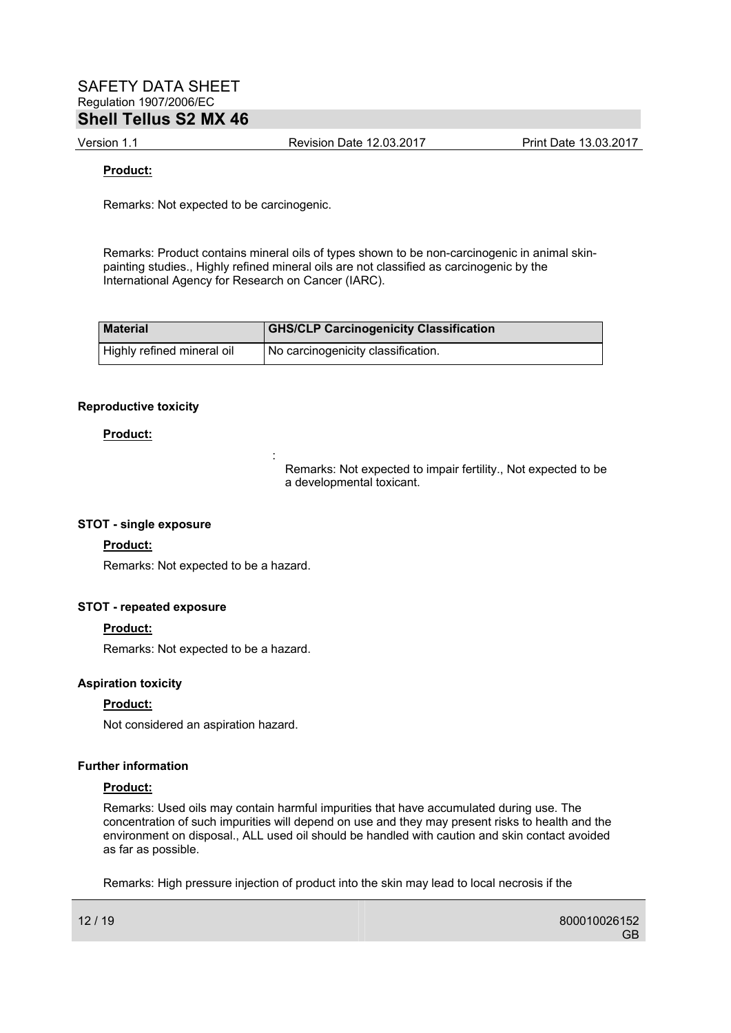**Product:**

Remarks: Not expected to be carcinogenic.

Remarks: Product contains mineral oils of types shown to be non-carcinogenic in animal skin-painting studies., Highly refined mineral oils are not classified as carcinogenic by the International Agency for Research on Cancer (IARC).

| Material | GHS/CLP Carcinogenicity Classification |
|---|---|
| Highly refined mineral oil | No carcinogenicity classification. |

**Reproductive toxicity**

**Product:**

: Remarks: Not expected to impair fertility., Not expected to be a developmental toxicant.

**STOT - single exposure**

**Product:**

Remarks: Not expected to be a hazard.

**STOT - repeated exposure**

**Product:**

Remarks: Not expected to be a hazard.

**Aspiration toxicity**

**Product:**

Not considered an aspiration hazard.

**Further information**

**Product:**

Remarks: Used oils may contain harmful impurities that have accumulated during use. The concentration of such impurities will depend on use and they may present risks to health and the environment on disposal., ALL used oil should be handled with caution and skin contact avoided as far as possible.

Remarks: High pressure injection of product into the skin may lead to local necrosis if the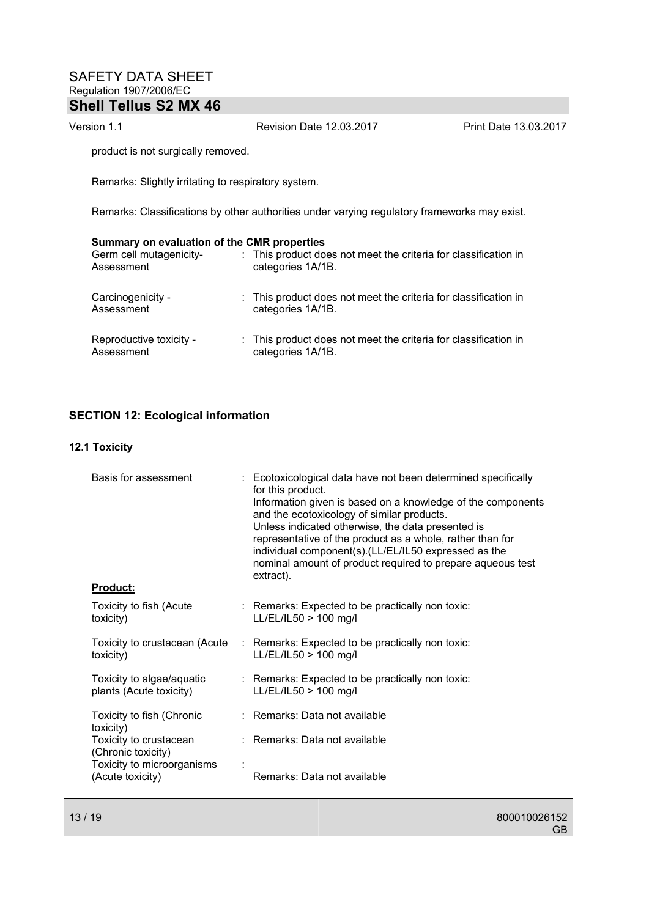product is not surgically removed.

Remarks: Slightly irritating to respiratory system.

Remarks: Classifications by other authorities under varying regulatory frameworks may exist.

**Summary on evaluation of the CMR properties**

| | |
|---|---|
| Germ cell mutagenicity-Assessment | : This product does not meet the criteria for classification in categories 1A/1B. |
| Carcinogenicity - Assessment | : This product does not meet the criteria for classification in categories 1A/1B. |
| Reproductive toxicity - Assessment | : This product does not meet the criteria for classification in categories 1A/1B. |

## SECTION 12: Ecological information

### 12.1 Toxicity

| | |
|---|---|
| Basis for assessment | : Ecotoxicological data have not been determined specifically for this product. Information given is based on a knowledge of the components and the ecotoxicology of similar products. Unless indicated otherwise, the data presented is representative of the product as a whole, rather than for individual component(s).(LL/EL/IL50 expressed as the nominal amount of product required to prepare aqueous test extract). |

**Product:**

| | |
|---|---|
| Toxicity to fish (Acute toxicity) | : Remarks: Expected to be practically non toxic: LL/EL/IL50 > 100 mg/l |
| Toxicity to crustacean (Acute toxicity) | : Remarks: Expected to be practically non toxic: LL/EL/IL50 > 100 mg/l |
| Toxicity to algae/aquatic plants (Acute toxicity) | : Remarks: Expected to be practically non toxic: LL/EL/IL50 > 100 mg/l |
| Toxicity to fish (Chronic toxicity) | : Remarks: Data not available |
| Toxicity to crustacean (Chronic toxicity) | : Remarks: Data not available |
| Toxicity to microorganisms (Acute toxicity) | : Remarks: Data not available |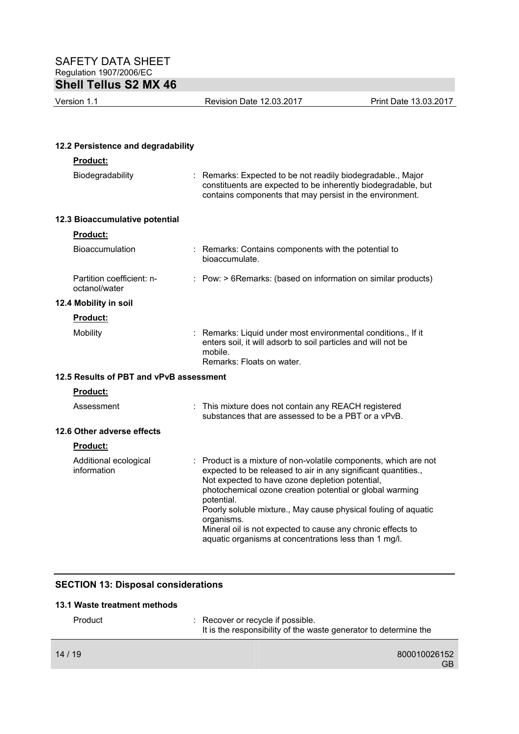### 12.2 Persistence and degradability

**Product:**

| | |
|---|---|
| Biodegradability | : Remarks: Expected to be not readily biodegradable., Major constituents are expected to be inherently biodegradable, but contains components that may persist in the environment. |

### 12.3 Bioaccumulative potential

**Product:**

| | |
|---|---|
| Bioaccumulation | : Remarks: Contains components with the potential to bioaccumulate. |
| Partition coefficient: n-octanol/water | : Pow: > 6Remarks: (based on information on similar products) |

### 12.4 Mobility in soil

**Product:**

| | |
|---|---|
| Mobility | : Remarks: Liquid under most environmental conditions., If it enters soil, it will adsorb to soil particles and will not be mobile.<br>Remarks: Floats on water. |

### 12.5 Results of PBT and vPvB assessment

**Product:**

| | |
|---|---|
| Assessment | : This mixture does not contain any REACH registered substances that are assessed to be a PBT or a vPvB. |

### 12.6 Other adverse effects

**Product:**

| | |
|---|---|
| Additional ecological information | : Product is a mixture of non-volatile components, which are not expected to be released to air in any significant quantities., Not expected to have ozone depletion potential, photochemical ozone creation potential or global warming potential.<br>Poorly soluble mixture., May cause physical fouling of aquatic organisms.<br>Mineral oil is not expected to cause any chronic effects to aquatic organisms at concentrations less than 1 mg/l. |

## SECTION 13: Disposal considerations

### 13.1 Waste treatment methods

| | |
|---|---|
| Product | : Recover or recycle if possible.<br>It is the responsibility of the waste generator to determine the |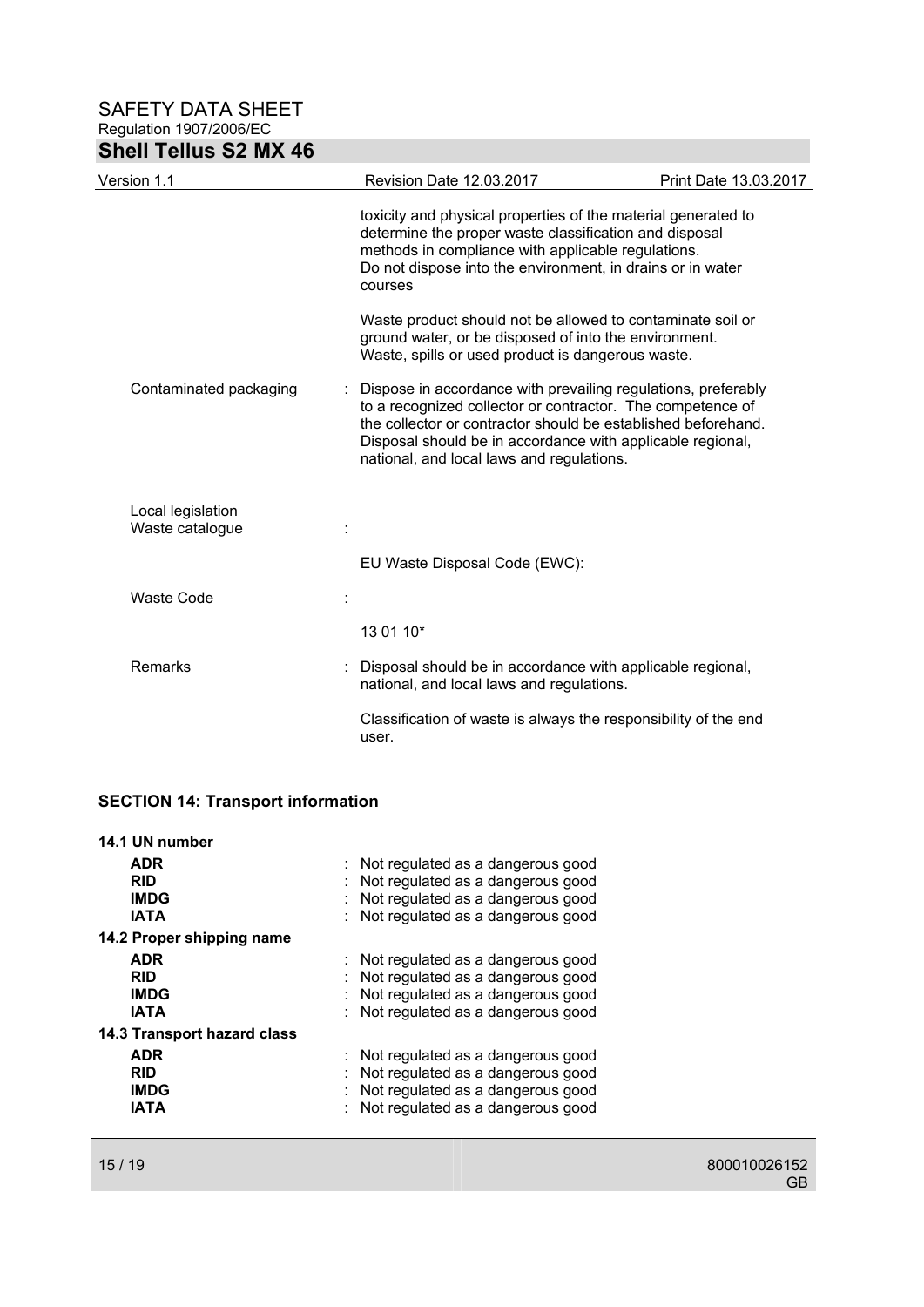toxicity and physical properties of the material generated to determine the proper waste classification and disposal methods in compliance with applicable regulations.
Do not dispose into the environment, in drains or in water courses

Waste product should not be allowed to contaminate soil or ground water, or be disposed of into the environment.
Waste, spills or used product is dangerous waste.

Contaminated packaging : Dispose in accordance with prevailing regulations, preferably to a recognized collector or contractor. The competence of the collector or contractor should be established beforehand. Disposal should be in accordance with applicable regional, national, and local laws and regulations.

Local legislation
Waste catalogue :

EU Waste Disposal Code (EWC):

Waste Code :

13 01 10*

Remarks : Disposal should be in accordance with applicable regional, national, and local laws and regulations.

Classification of waste is always the responsibility of the end user.

## SECTION 14: Transport information

**14.1 UN number**

| | |
|---|---|
| **ADR** | : Not regulated as a dangerous good |
| **RID** | : Not regulated as a dangerous good |
| **IMDG** | : Not regulated as a dangerous good |
| **IATA** | : Not regulated as a dangerous good |

**14.2 Proper shipping name**

| | |
|---|---|
| **ADR** | : Not regulated as a dangerous good |
| **RID** | : Not regulated as a dangerous good |
| **IMDG** | : Not regulated as a dangerous good |
| **IATA** | : Not regulated as a dangerous good |

**14.3 Transport hazard class**

| | |
|---|---|
| **ADR** | : Not regulated as a dangerous good |
| **RID** | : Not regulated as a dangerous good |
| **IMDG** | : Not regulated as a dangerous good |
| **IATA** | : Not regulated as a dangerous good |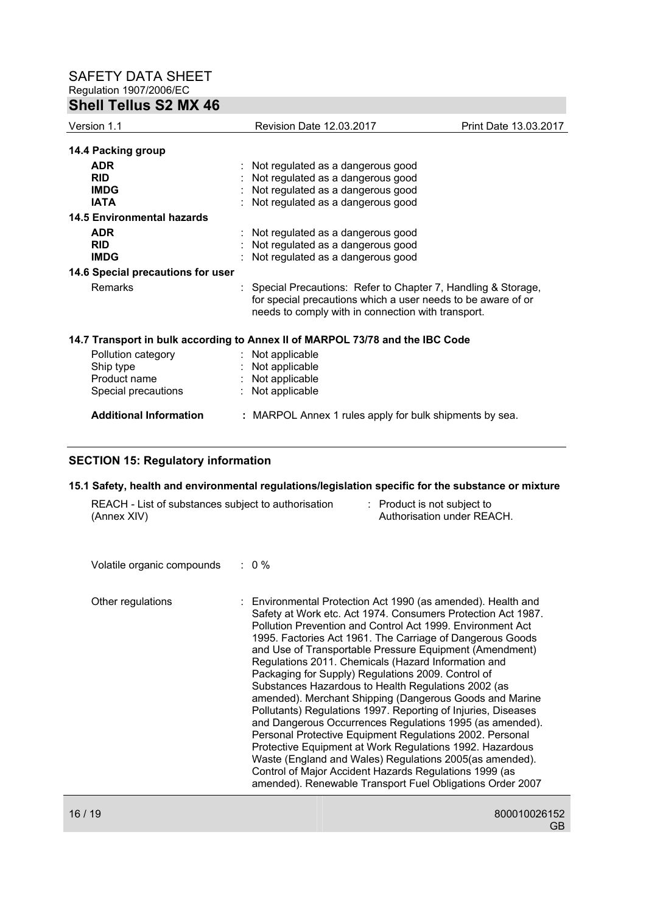### 14.4 Packing group

| | |
|---|---|
| **ADR** | : Not regulated as a dangerous good |
| **RID** | : Not regulated as a dangerous good |
| **IMDG** | : Not regulated as a dangerous good |
| **IATA** | : Not regulated as a dangerous good |

### 14.5 Environmental hazards

| | |
|---|---|
| **ADR** | : Not regulated as a dangerous good |
| **RID** | : Not regulated as a dangerous good |
| **IMDG** | : Not regulated as a dangerous good |

### 14.6 Special precautions for user

Remarks : Special Precautions: Refer to Chapter 7, Handling & Storage, for special precautions which a user needs to be aware of or needs to comply with in connection with transport.

### 14.7 Transport in bulk according to Annex II of MARPOL 73/78 and the IBC Code

| | |
|---|---|
| Pollution category | : Not applicable |
| Ship type | : Not applicable |
| Product name | : Not applicable |
| Special precautions | : Not applicable |

**Additional Information** : MARPOL Annex 1 rules apply for bulk shipments by sea.

## SECTION 15: Regulatory information

### 15.1 Safety, health and environmental regulations/legislation specific for the substance or mixture

REACH - List of substances subject to authorisation (Annex XIV) : Product is not subject to Authorisation under REACH.

Volatile organic compounds : 0 %

Other regulations : Environmental Protection Act 1990 (as amended). Health and Safety at Work etc. Act 1974. Consumers Protection Act 1987. Pollution Prevention and Control Act 1999. Environment Act 1995. Factories Act 1961. The Carriage of Dangerous Goods and Use of Transportable Pressure Equipment (Amendment) Regulations 2011. Chemicals (Hazard Information and Packaging for Supply) Regulations 2009. Control of Substances Hazardous to Health Regulations 2002 (as amended). Merchant Shipping (Dangerous Goods and Marine Pollutants) Regulations 1997. Reporting of Injuries, Diseases and Dangerous Occurrences Regulations 1995 (as amended). Personal Protective Equipment Regulations 2002. Personal Protective Equipment at Work Regulations 1992. Hazardous Waste (England and Wales) Regulations 2005(as amended). Control of Major Accident Hazards Regulations 1999 (as amended). Renewable Transport Fuel Obligations Order 2007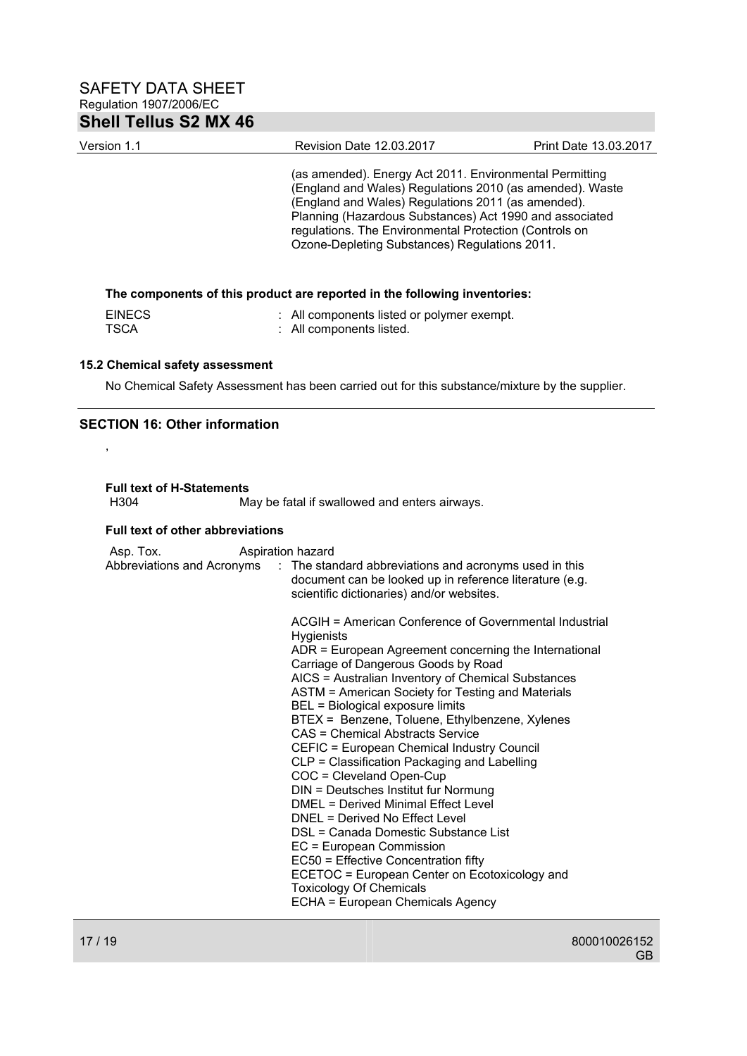(as amended). Energy Act 2011. Environmental Permitting (England and Wales) Regulations 2010 (as amended). Waste (England and Wales) Regulations 2011 (as amended). Planning (Hazardous Substances) Act 1990 and associated regulations. The Environmental Protection (Controls on Ozone-Depleting Substances) Regulations 2011.

**The components of this product are reported in the following inventories:**

EINECS : All components listed or polymer exempt.
TSCA : All components listed.

### 15.2 Chemical safety assessment

No Chemical Safety Assessment has been carried out for this substance/mixture by the supplier.

## SECTION 16: Other information

,

**Full text of H-Statements**

H304 May be fatal if swallowed and enters airways.

**Full text of other abbreviations**

Asp. Tox. Aspiration hazard

Abbreviations and Acronyms : The standard abbreviations and acronyms used in this document can be looked up in reference literature (e.g. scientific dictionaries) and/or websites.

ACGIH = American Conference of Governmental Industrial Hygienists
ADR = European Agreement concerning the International Carriage of Dangerous Goods by Road
AICS = Australian Inventory of Chemical Substances
ASTM = American Society for Testing and Materials
BEL = Biological exposure limits
BTEX = Benzene, Toluene, Ethylbenzene, Xylenes
CAS = Chemical Abstracts Service
CEFIC = European Chemical Industry Council
CLP = Classification Packaging and Labelling
COC = Cleveland Open-Cup
DIN = Deutsches Institut fur Normung
DMEL = Derived Minimal Effect Level
DNEL = Derived No Effect Level
DSL = Canada Domestic Substance List
EC = European Commission
EC50 = Effective Concentration fifty
ECETOC = European Center on Ecotoxicology and Toxicology Of Chemicals
ECHA = European Chemicals Agency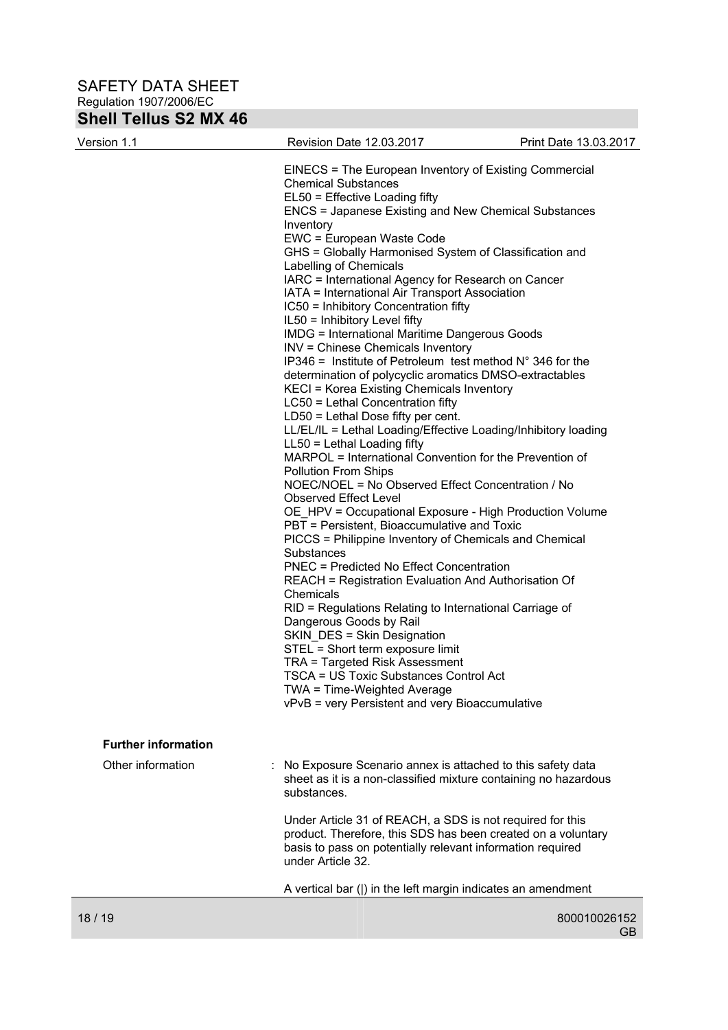EINECS = The European Inventory of Existing Commercial Chemical Substances
EL50 = Effective Loading fifty
ENCS = Japanese Existing and New Chemical Substances Inventory
EWC = European Waste Code
GHS = Globally Harmonised System of Classification and Labelling of Chemicals
IARC = International Agency for Research on Cancer
IATA = International Air Transport Association
IC50 = Inhibitory Concentration fifty
IL50 = Inhibitory Level fifty
IMDG = International Maritime Dangerous Goods
INV = Chinese Chemicals Inventory
IP346 = Institute of Petroleum test method N° 346 for the determination of polycyclic aromatics DMSO-extractables
KECI = Korea Existing Chemicals Inventory
LC50 = Lethal Concentration fifty
LD50 = Lethal Dose fifty per cent.
LL/EL/IL = Lethal Loading/Effective Loading/Inhibitory loading
LL50 = Lethal Loading fifty
MARPOL = International Convention for the Prevention of Pollution From Ships
NOEC/NOEL = No Observed Effect Concentration / No Observed Effect Level
OE_HPV = Occupational Exposure - High Production Volume
PBT = Persistent, Bioaccumulative and Toxic
PICCS = Philippine Inventory of Chemicals and Chemical Substances
PNEC = Predicted No Effect Concentration
REACH = Registration Evaluation And Authorisation Of Chemicals
RID = Regulations Relating to International Carriage of Dangerous Goods by Rail
SKIN_DES = Skin Designation
STEL = Short term exposure limit
TRA = Targeted Risk Assessment
TSCA = US Toxic Substances Control Act
TWA = Time-Weighted Average
vPvB = very Persistent and very Bioaccumulative

**Further information**

Other information : No Exposure Scenario annex is attached to this safety data sheet as it is a non-classified mixture containing no hazardous substances.

Under Article 31 of REACH, a SDS is not required for this product. Therefore, this SDS has been created on a voluntary basis to pass on potentially relevant information required under Article 32.

A vertical bar (|) in the left margin indicates an amendment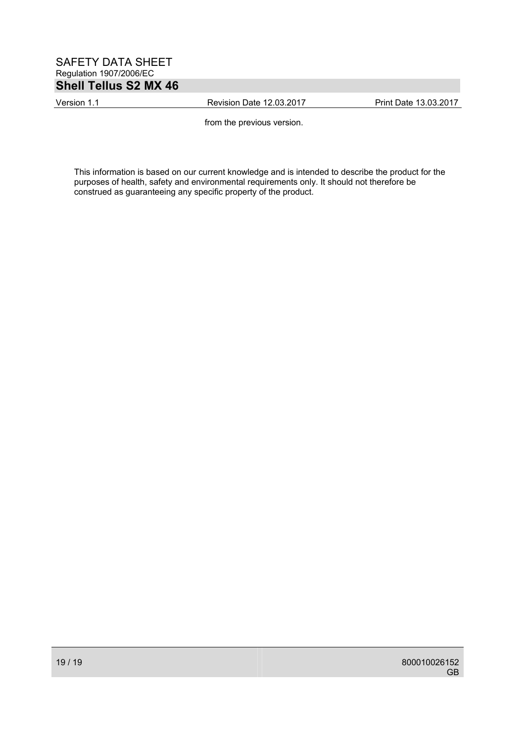from the previous version.

This information is based on our current knowledge and is intended to describe the product for the purposes of health, safety and environmental requirements only. It should not therefore be construed as guaranteeing any specific property of the product.